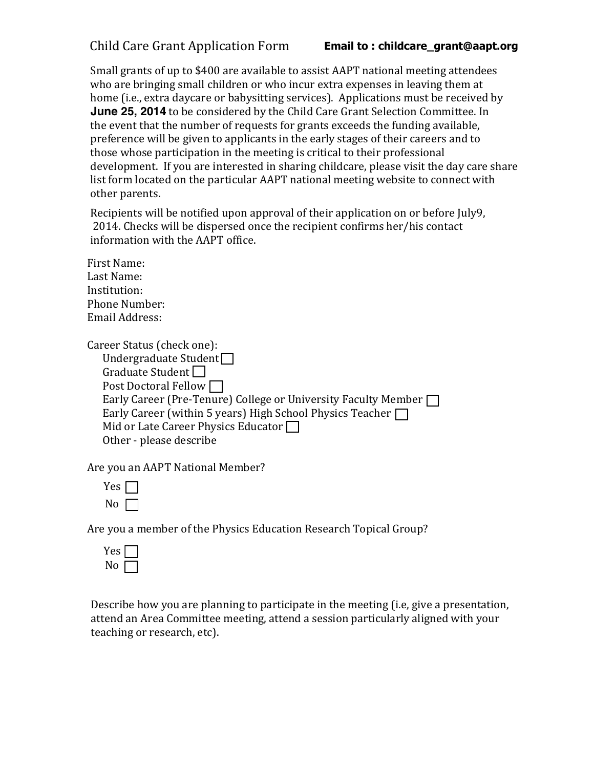# Child Care Grant Application Form

**Email to : childcare_grant@aapt.org**

Small grants of up to $400 are available to assist AAPT national meeting attendees who are bringing small children or who incur extra expenses in leaving them at home (i.e., extra daycare or babysitting services). Applications must be received by **June 25, 2014** to be considered by the Child Care Grant Selection Committee. In the event that the number of requests for grants exceeds the funding available, preference will be given to applicants in the early stages of their careers and to those whose participation in the meeting is critical to their professional development. If you are interested in sharing childcare, please visit the day care share list form located on the particular AAPT national meeting website to connect with other parents.

Recipients will be notified upon approval of their application on or before July9, 2014. Checks will be dispersed once the recipient confirms her/his contact information with the AAPT office.

First Name:
Last Name:
Institution:
Phone Number:
Email Address:

Career Status (check one):

- Undergraduate Student ☐
- Graduate Student ☐
- Post Doctoral Fellow ☐
- Early Career (Pre-Tenure) College or University Faculty Member ☐
- Early Career (within 5 years) High School Physics Teacher ☐
- Mid or Late Career Physics Educator ☐
- Other - please describe

Are you an AAPT National Member?

- Yes ☐
- No ☐

Are you a member of the Physics Education Research Topical Group?

- Yes ☐
- No ☐

Describe how you are planning to participate in the meeting (i.e, give a presentation, attend an Area Committee meeting, attend a session particularly aligned with your teaching or research, etc).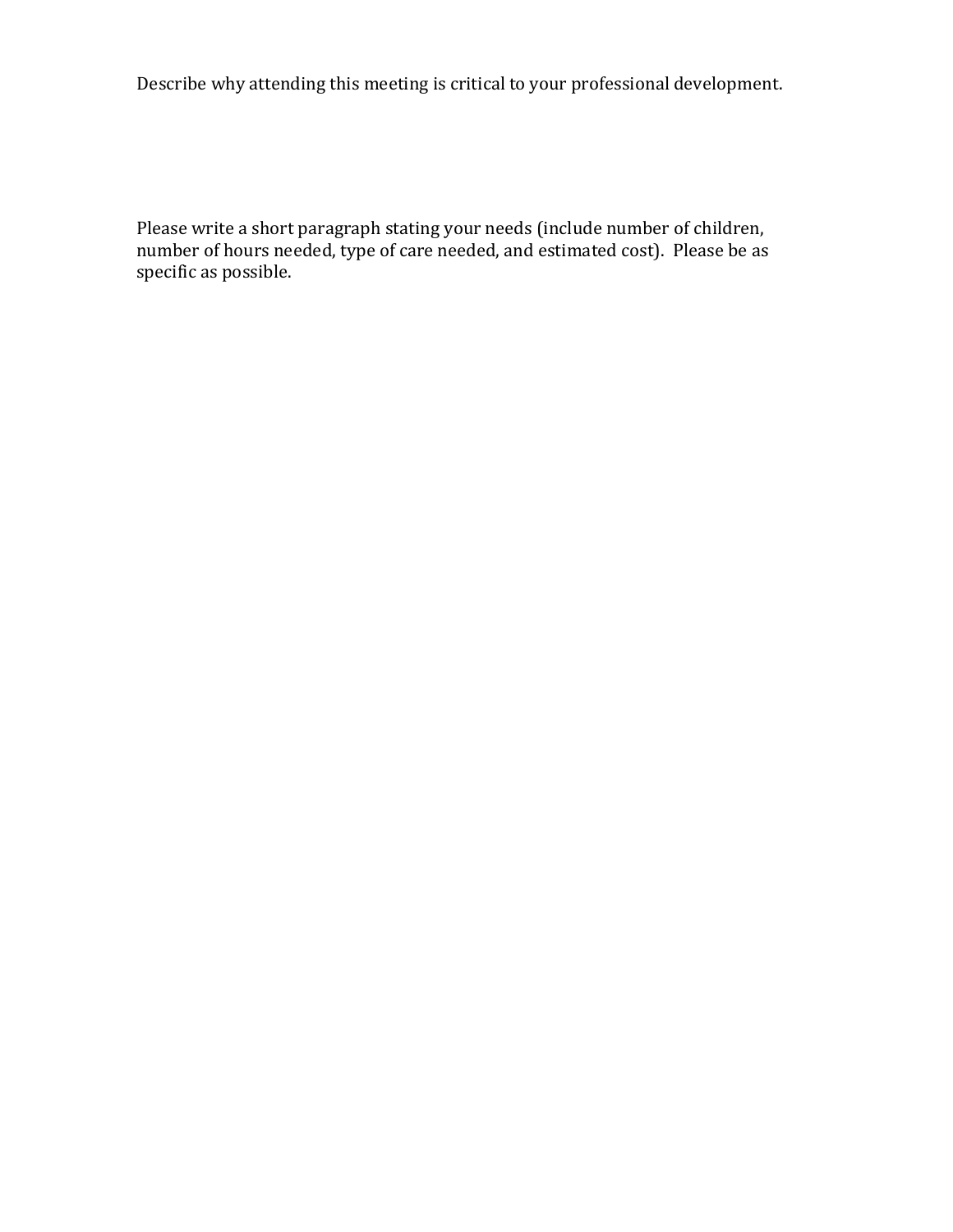Describe why attending this meeting is critical to your professional development.

Please write a short paragraph stating your needs (include number of children, number of hours needed, type of care needed, and estimated cost). Please be as specific as possible.